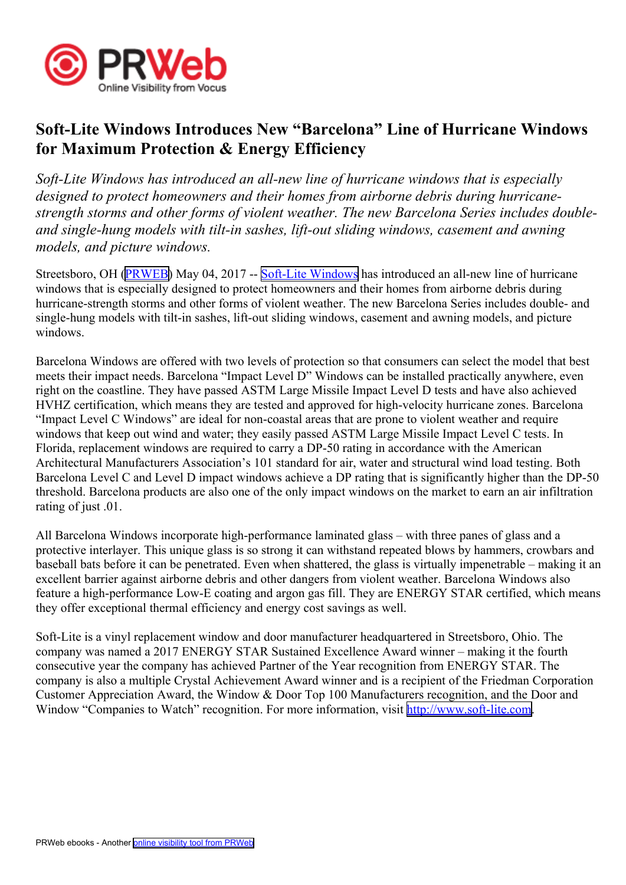# Soft-Lite Windows Introduces New "Barcelona" Line of Hurricane Windows for Maximum Protection & Energy Efficiency

*Soft-Lite Windows has introduced an all-new line of hurricane windows that is especially designed to protect homeowners and their homes from airborne debris during hurricane-strength storms and other forms of violent weather. The new Barcelona Series includes double- and single-hung models with tilt-in sashes, lift-out sliding windows, casement and awning models, and picture windows.*

Streetsboro, OH (PRWEB) May 04, 2017 -- Soft-Lite Windows has introduced an all-new line of hurricane windows that is especially designed to protect homeowners and their homes from airborne debris during hurricane-strength storms and other forms of violent weather. The new Barcelona Series includes double- and single-hung models with tilt-in sashes, lift-out sliding windows, casement and awning models, and picture windows.

Barcelona Windows are offered with two levels of protection so that consumers can select the model that best meets their impact needs. Barcelona "Impact Level D" Windows can be installed practically anywhere, even right on the coastline. They have passed ASTM Large Missile Impact Level D tests and have also achieved HVHZ certification, which means they are tested and approved for high-velocity hurricane zones. Barcelona "Impact Level C Windows" are ideal for non-coastal areas that are prone to violent weather and require windows that keep out wind and water; they easily passed ASTM Large Missile Impact Level C tests. In Florida, replacement windows are required to carry a DP-50 rating in accordance with the American Architectural Manufacturers Association's 101 standard for air, water and structural wind load testing. Both Barcelona Level C and Level D impact windows achieve a DP rating that is significantly higher than the DP-50 threshold. Barcelona products are also one of the only impact windows on the market to earn an air infiltration rating of just .01.

All Barcelona Windows incorporate high-performance laminated glass – with three panes of glass and a protective interlayer. This unique glass is so strong it can withstand repeated blows by hammers, crowbars and baseball bats before it can be penetrated. Even when shattered, the glass is virtually impenetrable – making it an excellent barrier against airborne debris and other dangers from violent weather. Barcelona Windows also feature a high-performance Low-E coating and argon gas fill. They are ENERGY STAR certified, which means they offer exceptional thermal efficiency and energy cost savings as well.

Soft-Lite is a vinyl replacement window and door manufacturer headquartered in Streetsboro, Ohio. The company was named a 2017 ENERGY STAR Sustained Excellence Award winner – making it the fourth consecutive year the company has achieved Partner of the Year recognition from ENERGY STAR. The company is also a multiple Crystal Achievement Award winner and is a recipient of the Friedman Corporation Customer Appreciation Award, the Window & Door Top 100 Manufacturers recognition, and the Door and Window "Companies to Watch" recognition. For more information, visit http://www.soft-lite.com.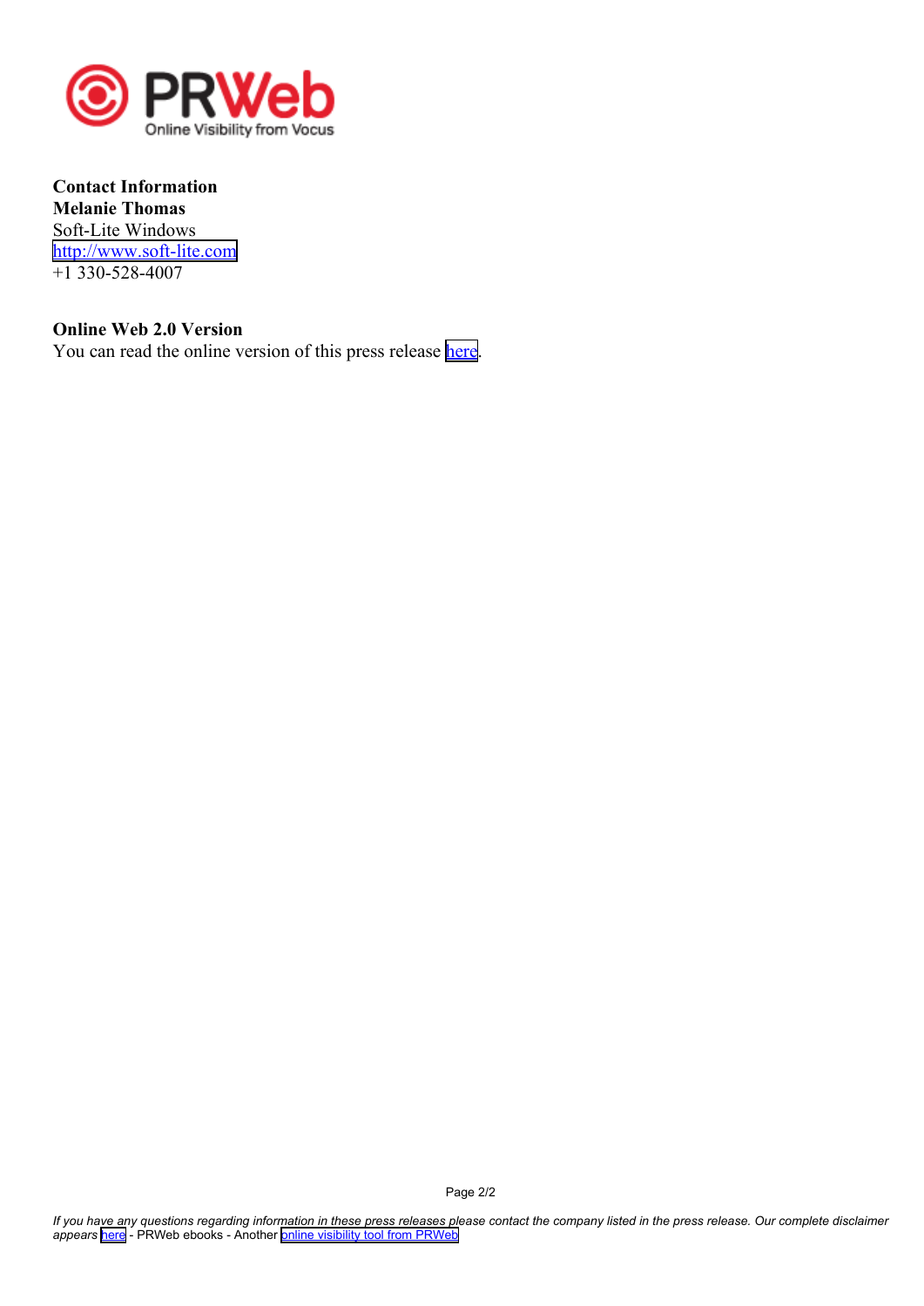**Contact Information**
**Melanie Thomas**
Soft-Lite Windows
http://www.soft-lite.com
+1 330-528-4007

**Online Web 2.0 Version**
You can read the online version of this press release here.

*If you have any questions regarding information in these press releases please contact the company listed in the press release. Our complete disclaimer appears here - PRWeb ebooks - Another online visibility tool from PRWeb*